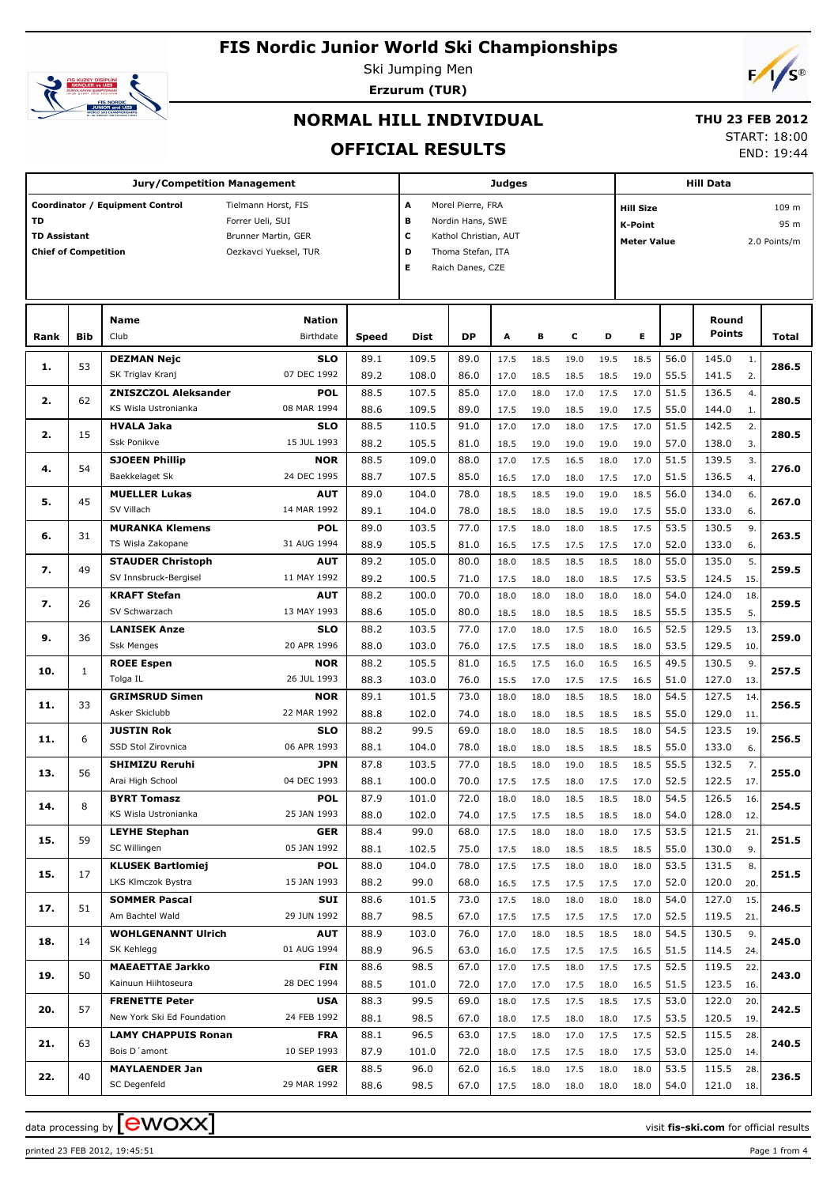# FIS Nordic Junior World Ski Championships

Ski Jumping Men

**Erzurum (TUR)**

## NORMAL HILL INDIVIDUAL

## OFFICIAL RESULTS

**THU 23 FEB 2012**

START: 18:00

END: 19:44

| Jury/Competition Management | | Judges | | Hill Data | |
|---|---|---|---|---|---|
| Coordinator / Equipment Control | Tielmann Horst, FIS | A | Morel Pierre, FRA | Hill Size | 109 m |
| TD | Forrer Ueli, SUI | B | Nordin Hans, SWE | K-Point | 95 m |
| TD Assistant | Brunner Martin, GER | C | Kathol Christian, AUT | Meter Value | 2.0 Points/m |
| Chief of Competition | Oezkavci Yueksel, TUR | D | Thoma Stefan, ITA | | |
| | | E | Raich Danes, CZE | | |

| Rank | Bib | Name / Club | Nation / Birthdate | Speed | Dist | DP | A | B | C | D | E | JP | Round Points | | Total |
|---|---|---|---|---|---|---|---|---|---|---|---|---|---|---|---|
| 1. | 53 | **DEZMAN Nejc** | **SLO** | 89.1 | 109.5 | 89.0 | 17.5 | 18.5 | 19.0 | 19.5 | 18.5 | 56.0 | 145.0 | 1. | 286.5 |
| | | SK Triglav Kranj | 07 DEC 1992 | 89.2 | 108.0 | 86.0 | 17.0 | 18.5 | 18.5 | 18.5 | 19.0 | 55.5 | 141.5 | 2. | |
| 2. | 62 | **ZNISZCZOL Aleksander** | **POL** | 88.5 | 107.5 | 85.0 | 17.0 | 18.0 | 17.0 | 17.5 | 17.0 | 51.5 | 136.5 | 4. | 280.5 |
| | | KS Wisla Ustronianka | 08 MAR 1994 | 88.6 | 109.5 | 89.0 | 17.5 | 19.0 | 18.5 | 19.0 | 17.5 | 55.0 | 144.0 | 1. | |
| 2. | 15 | **HVALA Jaka** | **SLO** | 88.5 | 110.5 | 91.0 | 17.0 | 17.0 | 18.0 | 17.5 | 17.0 | 51.5 | 142.5 | 2. | 280.5 |
| | | Ssk Ponikve | 15 JUL 1993 | 88.2 | 105.5 | 81.0 | 18.5 | 19.0 | 19.0 | 19.0 | 19.0 | 57.0 | 138.0 | 3. | |
| 4. | 54 | **SJOEEN Phillip** | **NOR** | 88.5 | 109.0 | 88.0 | 17.0 | 17.5 | 16.5 | 18.0 | 17.0 | 51.5 | 139.5 | 3. | 276.0 |
| | | Baekkelaget Sk | 24 DEC 1995 | 88.7 | 107.5 | 85.0 | 16.5 | 17.0 | 18.0 | 17.5 | 17.0 | 51.5 | 136.5 | 4. | |
| 5. | 45 | **MUELLER Lukas** | **AUT** | 89.0 | 104.0 | 78.0 | 18.5 | 18.5 | 19.0 | 19.0 | 18.5 | 56.0 | 134.0 | 6. | 267.0 |
| | | SV Villach | 14 MAR 1992 | 89.1 | 104.0 | 78.0 | 18.5 | 18.0 | 18.5 | 19.0 | 17.5 | 55.0 | 133.0 | 6. | |
| 6. | 31 | **MURANKA Klemens** | **POL** | 89.0 | 103.5 | 77.0 | 17.5 | 18.0 | 18.0 | 18.5 | 17.5 | 53.5 | 130.5 | 9. | 263.5 |
| | | TS Wisla Zakopane | 31 AUG 1994 | 88.9 | 105.5 | 81.0 | 16.5 | 17.5 | 17.5 | 17.5 | 17.0 | 52.0 | 133.0 | 6. | |
| 7. | 49 | **STAUDER Christoph** | **AUT** | 89.2 | 105.0 | 80.0 | 18.0 | 18.5 | 18.5 | 18.5 | 18.0 | 55.0 | 135.0 | 5. | 259.5 |
| | | SV Innsbruck-Bergisel | 11 MAY 1992 | 89.2 | 100.5 | 71.0 | 17.5 | 18.0 | 18.0 | 18.5 | 17.5 | 53.5 | 124.5 | 15. | |
| 7. | 26 | **KRAFT Stefan** | **AUT** | 88.2 | 100.0 | 70.0 | 18.0 | 18.0 | 18.0 | 18.0 | 18.0 | 54.0 | 124.0 | 18. | 259.5 |
| | | SV Schwarzach | 13 MAY 1993 | 88.6 | 105.0 | 80.0 | 18.5 | 18.0 | 18.5 | 18.5 | 18.5 | 55.5 | 135.5 | 5. | |
| 9. | 36 | **LANISEK Anze** | **SLO** | 88.2 | 103.5 | 77.0 | 17.0 | 18.0 | 17.5 | 18.0 | 16.5 | 52.5 | 129.5 | 13. | 259.0 |
| | | Ssk Menges | 20 APR 1996 | 88.0 | 103.0 | 76.0 | 17.5 | 17.5 | 18.0 | 18.5 | 18.0 | 53.5 | 129.5 | 10. | |
| 10. | 1 | **ROEE Espen** | **NOR** | 88.2 | 105.5 | 81.0 | 16.5 | 17.5 | 16.0 | 16.5 | 16.5 | 49.5 | 130.5 | 9. | 257.5 |
| | | Tolga IL | 26 JUL 1993 | 88.3 | 103.0 | 76.0 | 15.5 | 17.0 | 17.5 | 17.5 | 16.5 | 51.0 | 127.0 | 13. | |
| 11. | 33 | **GRIMSRUD Simen** | **NOR** | 89.1 | 101.5 | 73.0 | 18.0 | 18.0 | 18.5 | 18.5 | 18.0 | 54.5 | 127.5 | 14. | 256.5 |
| | | Asker Skiclubb | 22 MAR 1992 | 88.8 | 102.0 | 74.0 | 18.0 | 18.0 | 18.5 | 18.5 | 18.5 | 55.0 | 129.0 | 11. | |
| 11. | 6 | **JUSTIN Rok** | **SLO** | 88.2 | 99.5 | 69.0 | 18.0 | 18.0 | 18.5 | 18.5 | 18.0 | 54.5 | 123.5 | 19. | 256.5 |
| | | SSD Stol Zirovnica | 06 APR 1993 | 88.1 | 104.0 | 78.0 | 18.0 | 18.0 | 18.5 | 18.5 | 18.5 | 55.0 | 133.0 | 6. | |
| 13. | 56 | **SHIMIZU Reruhi** | **JPN** | 87.8 | 103.5 | 77.0 | 18.5 | 18.0 | 19.0 | 18.5 | 18.5 | 55.5 | 132.5 | 7. | 255.0 |
| | | Arai High School | 04 DEC 1993 | 88.1 | 100.0 | 70.0 | 17.5 | 17.5 | 18.0 | 17.5 | 17.0 | 52.5 | 122.5 | 17. | |
| 14. | 8 | **BYRT Tomasz** | **POL** | 87.9 | 101.0 | 72.0 | 18.0 | 18.0 | 18.5 | 18.5 | 18.0 | 54.5 | 126.5 | 16. | 254.5 |
| | | KS Wisla Ustronianka | 25 JAN 1993 | 88.0 | 102.0 | 74.0 | 17.5 | 17.5 | 18.5 | 18.5 | 18.0 | 54.0 | 128.0 | 12. | |
| 15. | 59 | **LEYHE Stephan** | **GER** | 88.4 | 99.0 | 68.0 | 17.5 | 18.0 | 18.0 | 18.0 | 17.5 | 53.5 | 121.5 | 21. | 251.5 |
| | | SC Willingen | 05 JAN 1992 | 88.1 | 102.5 | 75.0 | 17.5 | 18.0 | 18.5 | 18.5 | 18.5 | 55.0 | 130.0 | 9. | |
| 15. | 17 | **KLUSEK Bartlomiej** | **POL** | 88.0 | 104.0 | 78.0 | 17.5 | 17.5 | 18.0 | 18.0 | 18.0 | 53.5 | 131.5 | 8. | 251.5 |
| | | LKS Klmczok Bystra | 15 JAN 1993 | 88.2 | 99.0 | 68.0 | 16.5 | 17.5 | 17.5 | 17.5 | 17.0 | 52.0 | 120.0 | 20. | |
| 17. | 51 | **SOMMER Pascal** | **SUI** | 88.6 | 101.5 | 73.0 | 17.5 | 18.0 | 18.0 | 18.0 | 18.0 | 54.0 | 127.0 | 15. | 246.5 |
| | | Am Bachtel Wald | 29 JUN 1992 | 88.7 | 98.5 | 67.0 | 17.5 | 17.5 | 17.5 | 17.5 | 17.0 | 52.5 | 119.5 | 21. | |
| 18. | 14 | **WOHLGENANNT Ulrich** | **AUT** | 88.9 | 103.0 | 76.0 | 17.0 | 18.0 | 18.5 | 18.5 | 18.0 | 54.5 | 130.5 | 9. | 245.0 |
| | | SK Kehlegg | 01 AUG 1994 | 88.9 | 96.5 | 63.0 | 16.0 | 17.5 | 17.5 | 17.5 | 16.5 | 51.5 | 114.5 | 24. | |
| 19. | 50 | **MAEAETTAE Jarkko** | **FIN** | 88.6 | 98.5 | 67.0 | 17.0 | 17.5 | 18.0 | 17.5 | 17.5 | 52.5 | 119.5 | 22. | 243.0 |
| | | Kainuun Hiihtoseura | 28 DEC 1994 | 88.5 | 101.0 | 72.0 | 17.0 | 17.0 | 17.5 | 18.0 | 16.5 | 51.5 | 123.5 | 16. | |
| 20. | 57 | **FRENETTE Peter** | **USA** | 88.3 | 99.5 | 69.0 | 18.0 | 17.5 | 17.5 | 18.5 | 17.5 | 53.0 | 122.0 | 20. | 242.5 |
| | | New York Ski Ed Foundation | 24 FEB 1992 | 88.1 | 98.5 | 67.0 | 18.0 | 17.5 | 18.0 | 18.0 | 17.5 | 53.5 | 120.5 | 19. | |
| 21. | 63 | **LAMY CHAPPUIS Ronan** | **FRA** | 88.1 | 96.5 | 63.0 | 17.5 | 18.0 | 17.0 | 17.5 | 17.5 | 52.5 | 115.5 | 28. | 240.5 |
| | | Bois D´amont | 10 SEP 1993 | 87.9 | 101.0 | 72.0 | 18.0 | 17.5 | 17.5 | 18.0 | 17.5 | 53.0 | 125.0 | 14. | |
| 22. | 40 | **MAYLAENDER Jan** | **GER** | 88.5 | 96.0 | 62.0 | 16.5 | 18.0 | 17.5 | 18.0 | 18.0 | 53.5 | 115.5 | 28. | 236.5 |
| | | SC Degenfeld | 29 MAR 1992 | 88.6 | 98.5 | 67.0 | 17.5 | 18.0 | 18.0 | 18.0 | 18.0 | 54.0 | 121.0 | 18. | |

data processing by ewoxx — visit fis-ski.com for official results

printed 23 FEB 2012, 19:45:51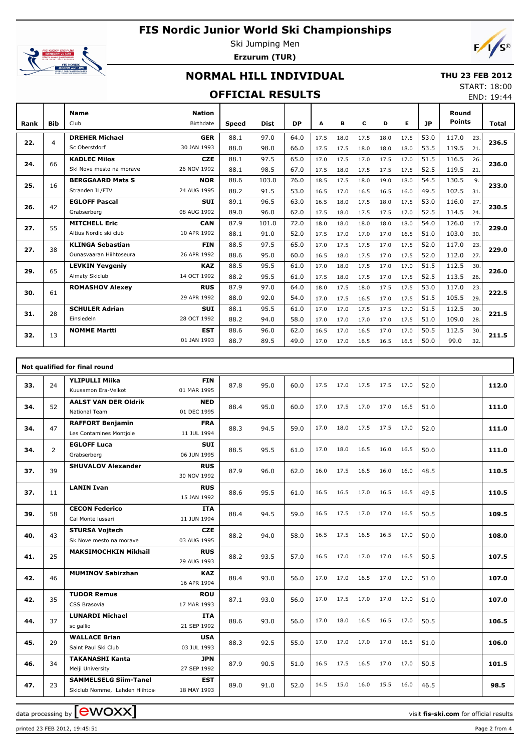# FIS Nordic Junior World Ski Championships

Ski Jumping Men

**Erzurum (TUR)**

## NORMAL HILL INDIVIDUAL

**THU 23 FEB 2012**

START: 18:00

END: 19:44

## OFFICIAL RESULTS

| Rank | Bib | Name / Club | Nation / Birthdate | Speed | Dist | DP | A | B | C | D | E | JP | Round Points | | Total |
|---|---|---|---|---|---|---|---|---|---|---|---|---|---|---|---|
| 22. | 4 | **DREHER Michael** | **GER** | 88.1 | 97.0 | 64.0 | 17.5 | 18.0 | 17.5 | 18.0 | 17.5 | 53.0 | 117.0 | 23. | 236.5 |
| | | Sc Oberstdorf | 30 JAN 1993 | 88.0 | 98.0 | 66.0 | 17.5 | 17.5 | 18.0 | 18.0 | 18.0 | 53.5 | 119.5 | 21. | |
| 24. | 66 | **KADLEC Milos** | **CZE** | 88.1 | 97.5 | 65.0 | 17.0 | 17.5 | 17.0 | 17.5 | 17.0 | 51.5 | 116.5 | 26. | 236.0 |
| | | Skl Nove mesto na morave | 26 NOV 1992 | 88.1 | 98.5 | 67.0 | 17.5 | 18.0 | 17.5 | 17.5 | 17.5 | 52.5 | 119.5 | 21. | |
| 25. | 16 | **BERGGAARD Mats S** | **NOR** | 88.6 | 103.0 | 76.0 | 18.5 | 17.5 | 18.0 | 19.0 | 18.0 | 54.5 | 130.5 | 9. | 233.0 |
| | | Stranden IL/FTV | 24 AUG 1995 | 88.2 | 91.5 | 53.0 | 16.5 | 17.0 | 16.5 | 16.5 | 16.0 | 49.5 | 102.5 | 31. | |
| 26. | 42 | **EGLOFF Pascal** | **SUI** | 89.1 | 96.5 | 63.0 | 16.5 | 18.0 | 17.5 | 18.0 | 17.5 | 53.0 | 116.0 | 27. | 230.5 |
| | | Grabserberg | 08 AUG 1992 | 89.0 | 96.0 | 62.0 | 17.5 | 18.0 | 17.5 | 17.5 | 17.0 | 52.5 | 114.5 | 24. | |
| 27. | 55 | **MITCHELL Eric** | **CAN** | 87.9 | 101.0 | 72.0 | 18.0 | 18.0 | 18.0 | 18.0 | 18.0 | 54.0 | 126.0 | 17. | 229.0 |
| | | Altius Nordic ski club | 10 APR 1992 | 88.1 | 91.0 | 52.0 | 17.5 | 17.0 | 17.0 | 17.0 | 16.5 | 51.0 | 103.0 | 30. | |
| 27. | 38 | **KLINGA Sebastian** | **FIN** | 88.5 | 97.5 | 65.0 | 17.0 | 17.5 | 17.5 | 17.0 | 17.5 | 52.0 | 117.0 | 23. | 229.0 |
| | | Ounasvaaran Hiihtoseura | 26 APR 1992 | 88.6 | 95.0 | 60.0 | 16.5 | 18.0 | 17.5 | 17.0 | 17.5 | 52.0 | 112.0 | 27. | |
| 29. | 65 | **LEVKIN Yevgeniy** | **KAZ** | 88.5 | 95.5 | 61.0 | 17.0 | 18.0 | 17.5 | 17.0 | 17.0 | 51.5 | 112.5 | 30. | 226.0 |
| | | Almaty Skiclub | 14 OCT 1992 | 88.2 | 95.5 | 61.0 | 17.5 | 18.0 | 17.5 | 17.0 | 17.5 | 52.5 | 113.5 | 26. | |
| 30. | 61 | **ROMASHOV Alexey** | **RUS** | 87.9 | 97.0 | 64.0 | 18.0 | 17.5 | 18.0 | 17.5 | 17.5 | 53.0 | 117.0 | 23. | 222.5 |
| | | | 29 APR 1992 | 88.0 | 92.0 | 54.0 | 17.0 | 17.5 | 16.5 | 17.0 | 17.5 | 51.5 | 105.5 | 29. | |
| 31. | 28 | **SCHULER Adrian** | **SUI** | 88.1 | 95.5 | 61.0 | 17.0 | 17.0 | 17.5 | 17.5 | 17.0 | 51.5 | 112.5 | 30. | 221.5 |
| | | Einsiedeln | 28 OCT 1992 | 88.2 | 94.0 | 58.0 | 17.0 | 17.0 | 17.0 | 17.0 | 17.5 | 51.0 | 109.0 | 28. | |
| 32. | 13 | **NOMME Martti** | **EST** | 88.6 | 96.0 | 62.0 | 16.5 | 17.0 | 16.5 | 17.0 | 17.0 | 50.5 | 112.5 | 30. | 211.5 |
| | | | 01 JAN 1993 | 88.7 | 89.5 | 49.0 | 17.0 | 17.0 | 16.5 | 16.5 | 16.5 | 50.0 | 99.0 | 32. | |

### Not qualified for final round

| Rank | Bib | Name / Club | Nation / Birthdate | Speed | Dist | DP | A | B | C | D | E | JP | Total |
|---|---|---|---|---|---|---|---|---|---|---|---|---|---|
| 33. | 24 | **YLIPULLI Miika**<br>Kuusamon Era-Veikot | **FIN**<br>01 MAR 1995 | 87.8 | 95.0 | 60.0 | 17.5 | 17.0 | 17.5 | 17.5 | 17.0 | 52.0 | 112.0 |
| 34. | 52 | **AALST VAN DER Oldrik**<br>National Team | **NED**<br>01 DEC 1995 | 88.4 | 95.0 | 60.0 | 17.0 | 17.5 | 17.0 | 17.0 | 16.5 | 51.0 | 111.0 |
| 34. | 47 | **RAFFORT Benjamin**<br>Les Contamines Montjoie | **FRA**<br>11 JUL 1994 | 88.3 | 94.5 | 59.0 | 17.0 | 18.0 | 17.5 | 17.5 | 17.0 | 52.0 | 111.0 |
| 34. | 2 | **EGLOFF Luca**<br>Grabserberg | **SUI**<br>06 JUN 1995 | 88.5 | 95.5 | 61.0 | 17.0 | 18.0 | 16.5 | 16.0 | 16.5 | 50.0 | 111.0 |
| 37. | 39 | **SHUVALOV Alexander** | **RUS**<br>30 NOV 1992 | 87.9 | 96.0 | 62.0 | 16.0 | 17.5 | 16.5 | 16.0 | 16.0 | 48.5 | 110.5 |
| 37. | 11 | **LANIN Ivan** | **RUS**<br>15 JAN 1992 | 88.6 | 95.5 | 61.0 | 16.5 | 16.5 | 17.0 | 16.5 | 16.5 | 49.5 | 110.5 |
| 39. | 58 | **CECON Federico**<br>Cai Monte lussari | **ITA**<br>11 JUN 1994 | 88.4 | 94.5 | 59.0 | 16.5 | 17.5 | 17.0 | 17.0 | 16.5 | 50.5 | 109.5 |
| 40. | 43 | **STURSA Vojtech**<br>Sk Nove mesto na morave | **CZE**<br>03 AUG 1995 | 88.2 | 94.0 | 58.0 | 16.5 | 17.5 | 16.5 | 16.5 | 17.0 | 50.0 | 108.0 |
| 41. | 25 | **MAKSIMOCHKIN Mikhail** | **RUS**<br>29 AUG 1993 | 88.2 | 93.5 | 57.0 | 16.5 | 17.0 | 17.0 | 17.0 | 16.5 | 50.5 | 107.5 |
| 42. | 46 | **MUMINOV Sabirzhan** | **KAZ**<br>16 APR 1994 | 88.4 | 93.0 | 56.0 | 17.0 | 17.0 | 16.5 | 17.0 | 17.0 | 51.0 | 107.0 |
| 42. | 35 | **TUDOR Remus**<br>CSS Brasovia | **ROU**<br>17 MAR 1993 | 87.1 | 93.0 | 56.0 | 17.0 | 17.5 | 17.0 | 17.0 | 17.0 | 51.0 | 107.0 |
| 44. | 37 | **LUNARDI Michael**<br>sc gallio | **ITA**<br>21 SEP 1992 | 88.6 | 93.0 | 56.0 | 17.0 | 18.0 | 16.5 | 16.5 | 17.0 | 50.5 | 106.5 |
| 45. | 29 | **WALLACE Brian**<br>Saint Paul Ski Club | **USA**<br>03 JUL 1993 | 88.3 | 92.5 | 55.0 | 17.0 | 17.0 | 17.0 | 17.0 | 16.5 | 51.0 | 106.0 |
| 46. | 34 | **TAKANASHI Kanta**<br>Meiji University | **JPN**<br>27 SEP 1992 | 87.9 | 90.5 | 51.0 | 16.5 | 17.5 | 16.5 | 17.0 | 17.0 | 50.5 | 101.5 |
| 47. | 23 | **SAMMELSELG Siim-Tanel**<br>Skiclub Nomme, Lahden Hiihtos | **EST**<br>18 MAY 1993 | 89.0 | 91.0 | 52.0 | 14.5 | 15.0 | 16.0 | 15.5 | 16.0 | 46.5 | 98.5 |

data processing by ewoxx — visit fis-ski.com for official results

printed 23 FEB 2012, 19:45:51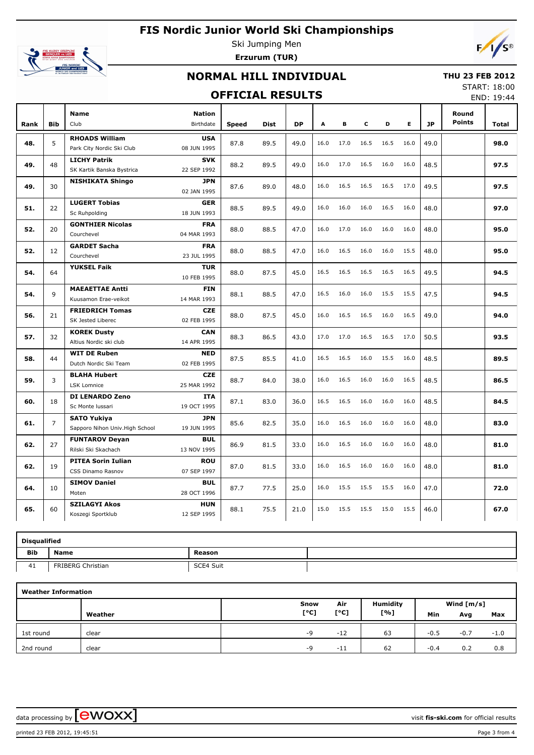# FIS Nordic Junior World Ski Championships

Ski Jumping Men

**Erzurum (TUR)**

## NORMAL HILL INDIVIDUAL

**THU 23 FEB 2012**

START: 18:00

END: 19:44

## OFFICIAL RESULTS

| Rank | Bib | Name / Club | Nation / Birthdate | Speed | Dist | DP | A | B | C | D | E | JP | Round Points | Total |
|---|---|---|---|---|---|---|---|---|---|---|---|---|---|---|
| 48. | 5 | **RHOADS William** Park City Nordic Ski Club | **USA** 08 JUN 1995 | 87.8 | 89.5 | 49.0 | 16.0 | 17.0 | 16.5 | 16.5 | 16.0 | 49.0 | | **98.0** |
| 49. | 48 | **LICHY Patrik** SK Kartik Banska Bystrica | **SVK** 22 SEP 1992 | 88.2 | 89.5 | 49.0 | 16.0 | 17.0 | 16.5 | 16.0 | 16.0 | 48.5 | | **97.5** |
| 49. | 30 | **NISHIKATA Shingo** | **JPN** 02 JAN 1995 | 87.6 | 89.0 | 48.0 | 16.0 | 16.5 | 16.5 | 16.5 | 17.0 | 49.5 | | **97.5** |
| 51. | 22 | **LUGERT Tobias** Sc Ruhpolding | **GER** 18 JUN 1993 | 88.5 | 89.5 | 49.0 | 16.0 | 16.0 | 16.0 | 16.5 | 16.0 | 48.0 | | **97.0** |
| 52. | 20 | **GONTHIER Nicolas** Courchevel | **FRA** 04 MAR 1993 | 88.0 | 88.5 | 47.0 | 16.0 | 17.0 | 16.0 | 16.0 | 16.0 | 48.0 | | **95.0** |
| 52. | 12 | **GARDET Sacha** Courchevel | **FRA** 23 JUL 1995 | 88.0 | 88.5 | 47.0 | 16.0 | 16.5 | 16.0 | 16.0 | 15.5 | 48.0 | | **95.0** |
| 54. | 64 | **YUKSEL Faik** | **TUR** 10 FEB 1995 | 88.0 | 87.5 | 45.0 | 16.5 | 16.5 | 16.5 | 16.5 | 16.5 | 49.5 | | **94.5** |
| 54. | 9 | **MAEAETTAE Antti** Kuusamon Erae-veikot | **FIN** 14 MAR 1993 | 88.1 | 88.5 | 47.0 | 16.5 | 16.0 | 16.0 | 15.5 | 15.5 | 47.5 | | **94.5** |
| 56. | 21 | **FRIEDRICH Tomas** SK Jested Liberec | **CZE** 02 FEB 1995 | 88.0 | 87.5 | 45.0 | 16.0 | 16.5 | 16.5 | 16.0 | 16.5 | 49.0 | | **94.0** |
| 57. | 32 | **KOREK Dusty** Altius Nordic ski club | **CAN** 14 APR 1995 | 88.3 | 86.5 | 43.0 | 17.0 | 17.0 | 16.5 | 16.5 | 17.0 | 50.5 | | **93.5** |
| 58. | 44 | **WIT DE Ruben** Dutch Nordic Ski Team | **NED** 02 FEB 1995 | 87.5 | 85.5 | 41.0 | 16.5 | 16.5 | 16.0 | 15.5 | 16.0 | 48.5 | | **89.5** |
| 59. | 3 | **BLAHA Hubert** LSK Lomnice | **CZE** 25 MAR 1992 | 88.7 | 84.0 | 38.0 | 16.0 | 16.5 | 16.0 | 16.0 | 16.5 | 48.5 | | **86.5** |
| 60. | 18 | **DI LENARDO Zeno** Sc Monte lussari | **ITA** 19 OCT 1995 | 87.1 | 83.0 | 36.0 | 16.5 | 16.5 | 16.0 | 16.0 | 16.0 | 48.5 | | **84.5** |
| 61. | 7 | **SATO Yukiya** Sapporo Nihon Univ.High School | **JPN** 19 JUN 1995 | 85.6 | 82.5 | 35.0 | 16.0 | 16.5 | 16.0 | 16.0 | 16.0 | 48.0 | | **83.0** |
| 62. | 27 | **FUNTAROV Deyan** Rilski Ski Skachach | **BUL** 13 NOV 1995 | 86.9 | 81.5 | 33.0 | 16.0 | 16.5 | 16.0 | 16.0 | 16.0 | 48.0 | | **81.0** |
| 62. | 19 | **PITEA Sorin Iulian** CSS Dinamo Rasnov | **ROU** 07 SEP 1997 | 87.0 | 81.5 | 33.0 | 16.0 | 16.5 | 16.0 | 16.0 | 16.0 | 48.0 | | **81.0** |
| 64. | 10 | **SIMOV Daniel** Moten | **BUL** 28 OCT 1996 | 87.7 | 77.5 | 25.0 | 16.0 | 15.5 | 15.5 | 15.5 | 16.0 | 47.0 | | **72.0** |
| 65. | 60 | **SZILAGYI Akos** Koszegi Sportklub | **HUN** 12 SEP 1995 | 88.1 | 75.5 | 21.0 | 15.0 | 15.5 | 15.5 | 15.0 | 15.5 | 46.0 | | **67.0** |

**Disqualified**

| Bib | Name | Reason |
|---|---|---|
| 41 | FRIBERG Christian | SCE4 Suit |

**Weather Information**

| | Weather | Snow [°C] | Air [°C] | Humidity [%] | Wind [m/s] Min | Avg | Max |
|---|---|---|---|---|---|---|---|
| 1st round | clear | -9 | -12 | 63 | -0.5 | -0.7 | -1.0 |
| 2nd round | clear | -9 | -11 | 62 | -0.4 | 0.2 | 0.8 |

data processing by ewoxx — visit **fis-ski.com** for official results

printed 23 FEB 2012, 19:45:51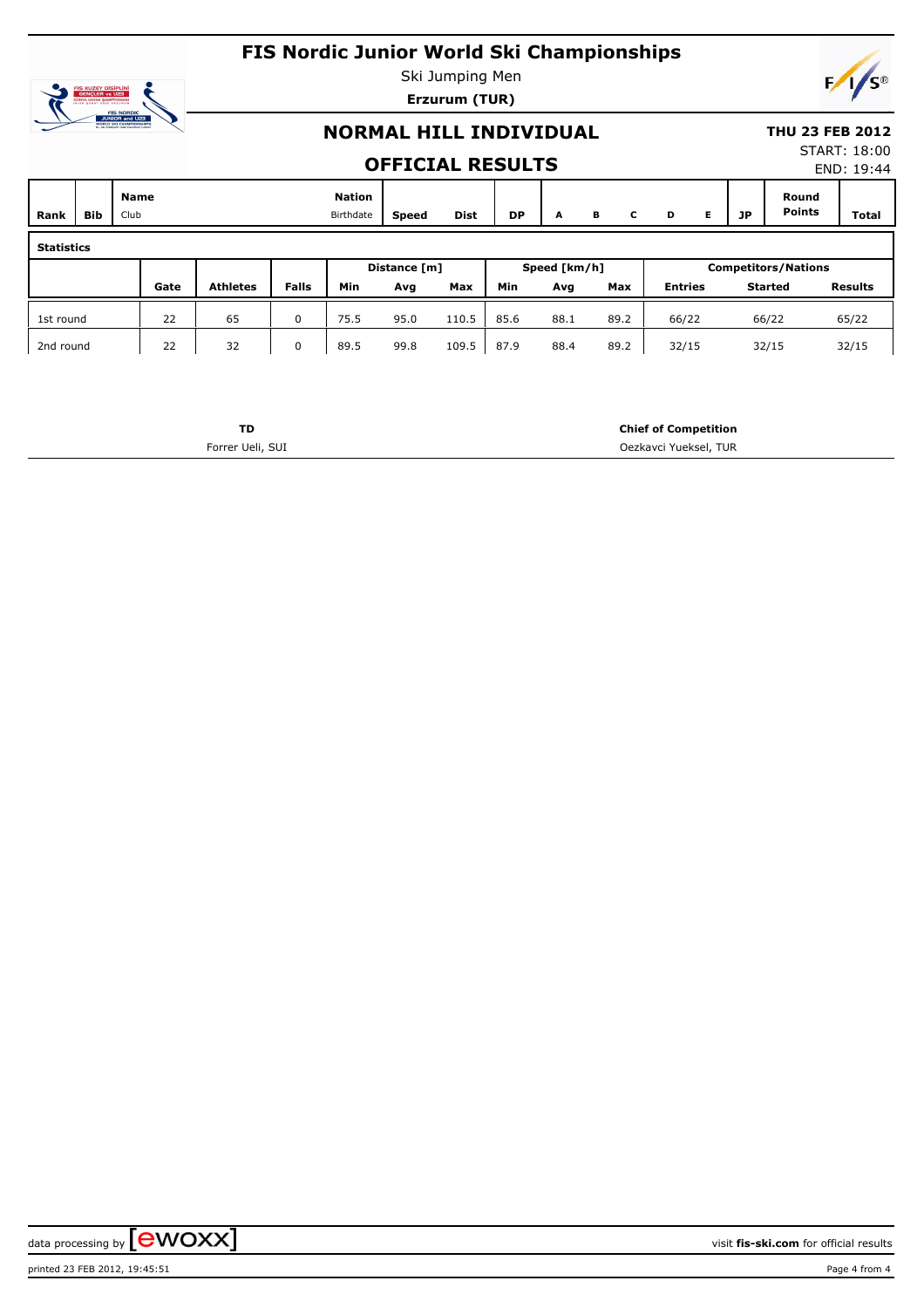# FIS Nordic Junior World Ski Championships

Ski Jumping Men

**Erzurum (TUR)**

## NORMAL HILL INDIVIDUAL

**THU 23 FEB 2012**

START: 18:00

## OFFICIAL RESULTS

END: 19:44

| Rank | Bib | Name<br>Club | Nation<br>Birthdate | Speed | Dist | DP | A | B | C | D | E | JP | Round Points | Total |
|---|---|---|---|---|---|---|---|---|---|---|---|---|---|---|

**Statistics**

| | Gate | Athletes | Falls | Distance [m] | | | Speed [km/h] | | | Competitors/Nations | | |
|---|---|---|---|---|---|---|---|---|---|---|---|---|
| | | | | Min | Avg | Max | Min | Avg | Max | Entries | Started | Results |
| 1st round | 22 | 65 | 0 | 75.5 | 95.0 | 110.5 | 85.6 | 88.1 | 89.2 | 66/22 | 66/22 | 65/22 |
| 2nd round | 22 | 32 | 0 | 89.5 | 99.8 | 109.5 | 87.9 | 88.4 | 89.2 | 32/15 | 32/15 | 32/15 |

| TD | Chief of Competition |
|---|---|
| Forrer Ueli, SUI | Oezkavci Yueksel, TUR |

data processing by [ewoxx]

visit **fis-ski.com** for official results

printed 23 FEB 2012, 19:45:51